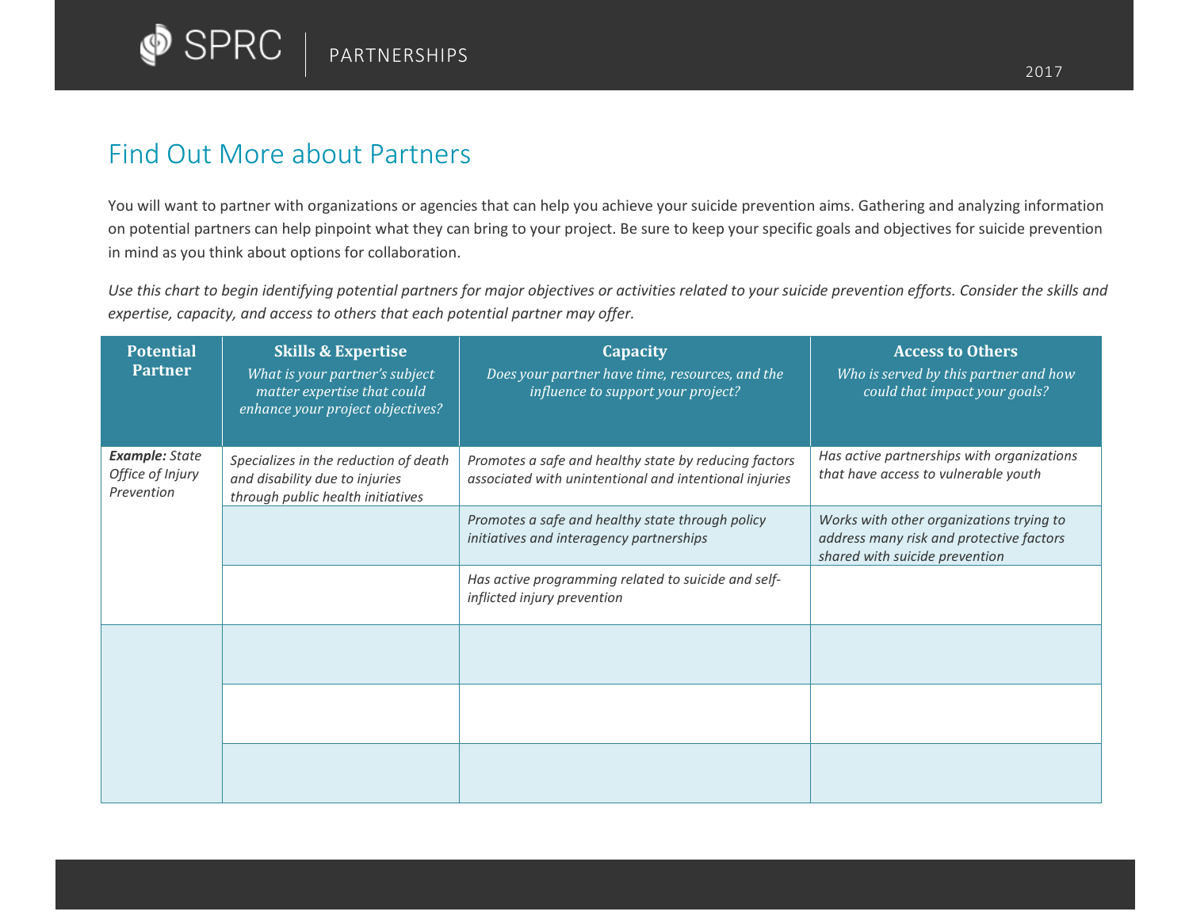# Find Out More about Partners

You will want to partner with organizations or agencies that can help you achieve your suicide prevention aims. Gathering and analyzing information on potential partners can help pinpoint what they can bring to your project. Be sure to keep your specific goals and objectives for suicide prevention in mind as you think about options for collaboration.

*Use this chart to begin identifying potential partners for major objectives or activities related to your suicide prevention efforts. Consider the skills and expertise, capacity, and access to others that each potential partner may offer.*

| **Potential Partner** | **Skills & Expertise** *What is your partner's subject matter expertise that could enhance your project objectives?* | **Capacity** *Does your partner have time, resources, and the influence to support your project?* | **Access to Others** *Who is served by this partner and how could that impact your goals?* |
|---|---|---|---|
| ***Example:*** *State Office of Injury Prevention* | *Specializes in the reduction of death and disability due to injuries through public health initiatives* | *Promotes a safe and healthy state by reducing factors associated with unintentional and intentional injuries* | *Has active partnerships with organizations that have access to vulnerable youth* |
| | | *Promotes a safe and healthy state through policy initiatives and interagency partnerships* | *Works with other organizations trying to address many risk and protective factors shared with suicide prevention* |
| | | *Has active programming related to suicide and self-inflicted injury prevention* | |
| | | | |
| | | | |
| | | | |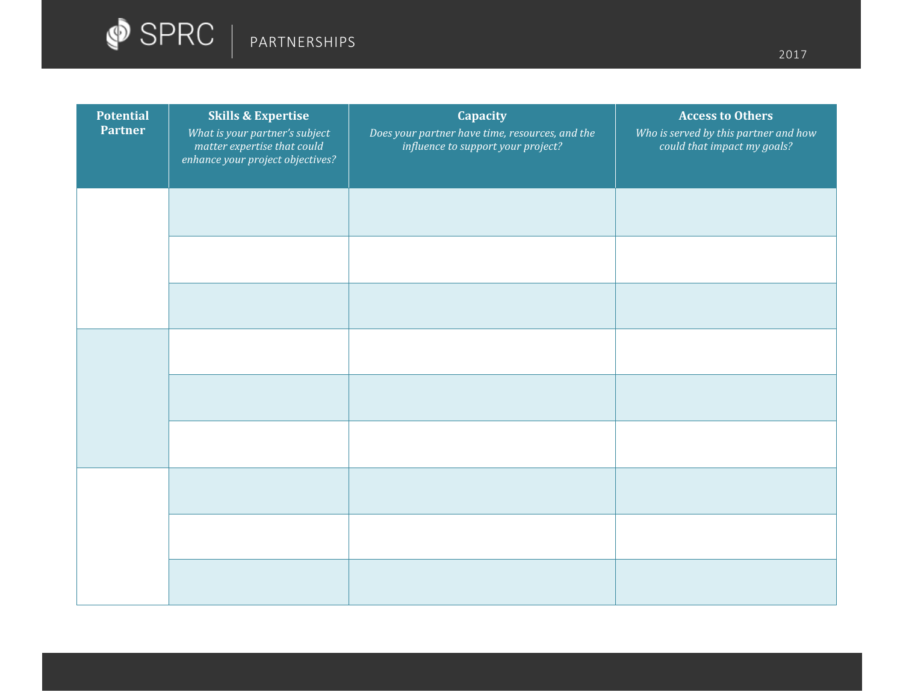| Potential Partner | Skills & Expertise *What is your partner's subject matter expertise that could enhance your project objectives?* | Capacity *Does your partner have time, resources, and the influence to support your project?* | Access to Others *Who is served by this partner and how could that impact my goals?* |
|---|---|---|---|
| | | | |
| | | | |
| | | | |
| | | | |
| | | | |
| | | | |
| | | | |
| | | | |
| | | | |